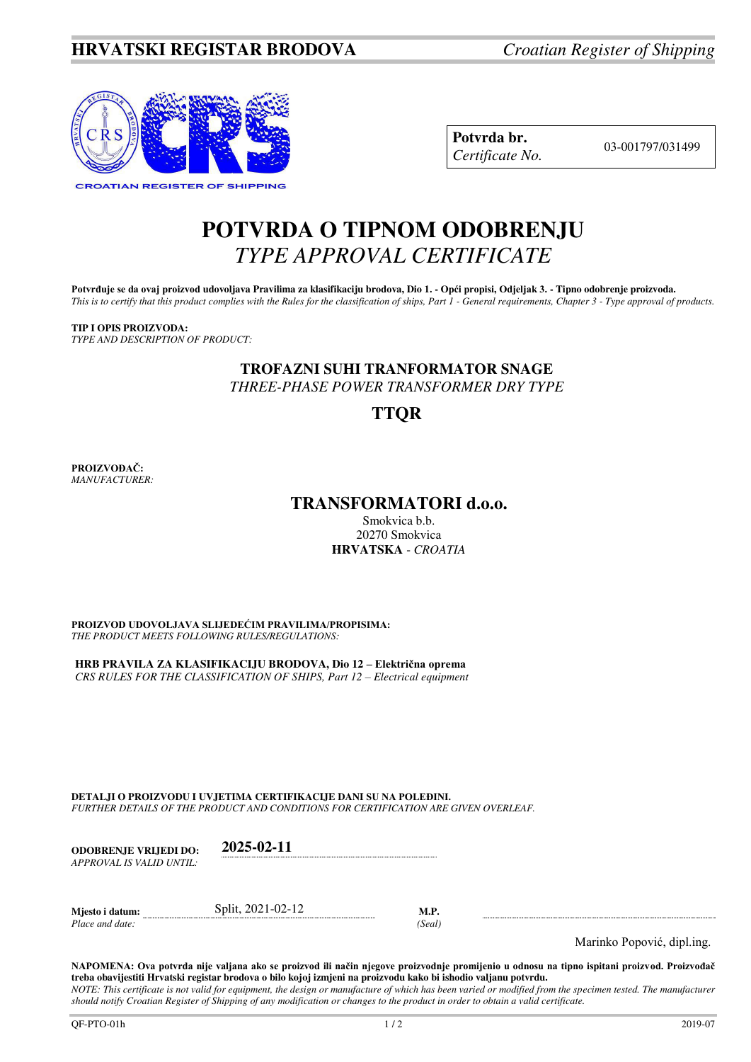**HRVATSKI REGISTAR BRODOVA** *Croatian Register of Shipping*

| **Potvrda br.** *Certificate No.* | 03-001797/031499 |
|---|---|

# POTVRDA O TIPNOM ODOBRENJU
## *TYPE APPROVAL CERTIFICATE*

**Potvrđuje se da ovaj proizvod udovoljava Pravilima za klasifikaciju brodova, Dio 1. - Opći propisi, Odjeljak 3. - Tipno odobrenje proizvoda.**
*This is to certify that this product complies with the Rules for the classification of ships, Part 1 - General requirements, Chapter 3 - Type approval of products.*

**TIP I OPIS PROIZVODA:**
*TYPE AND DESCRIPTION OF PRODUCT:*

**TROFAZNI SUHI TRANFORMATOR SNAGE**
*THREE-PHASE POWER TRANSFORMER DRY TYPE*

**TTQR**

**PROIZVOĐAČ:**
*MANUFACTURER:*

**TRANSFORMATORI d.o.o.**
Smokvica b.b.
20270 Smokvica
**HRVATSKA** - *CROATIA*

**PROIZVOD UDOVOLJAVA SLIJEDEĆIM PRAVILIMA/PROPISIMA:**
*THE PRODUCT MEETS FOLLOWING RULES/REGULATIONS:*

**HRB PRAVILA ZA KLASIFIKACIJU BRODOVA, Dio 12 – Električna oprema**
*CRS RULES FOR THE CLASSIFICATION OF SHIPS, Part 12 – Electrical equipment*

**DETALJI O PROIZVODU I UVJETIMA CERTIFIKACIJE DANI SU NA POLEĐINI.**
*FURTHER DETAILS OF THE PRODUCT AND CONDITIONS FOR CERTIFICATION ARE GIVEN OVERLEAF.*

**ODOBRENJE VRIJEDI DO:** *APPROVAL IS VALID UNTIL:* **2025-02-11**

**Mjesto i datum:** *Place and date:* Split, 2021-02-12

**M.P.** *(Seal)*

Marinko Popović, dipl.ing.

**NAPOMENA: Ova potvrda nije valjana ako se proizvod ili način njegove proizvodnje promijenio u odnosu na tipno ispitani proizvod. Proizvođač treba obavijestiti Hrvatski registar brodova o bilo kojoj izmjeni na proizvodu kako bi ishodio valjanu potvrdu.**
*NOTE: This certificate is not valid for equipment, the design or manufacture of which has been varied or modified from the specimen tested. The manufacturer should notify Croatian Register of Shipping of any modification or changes to the product in order to obtain a valid certificate.*

QF-PTO-01h 2019-07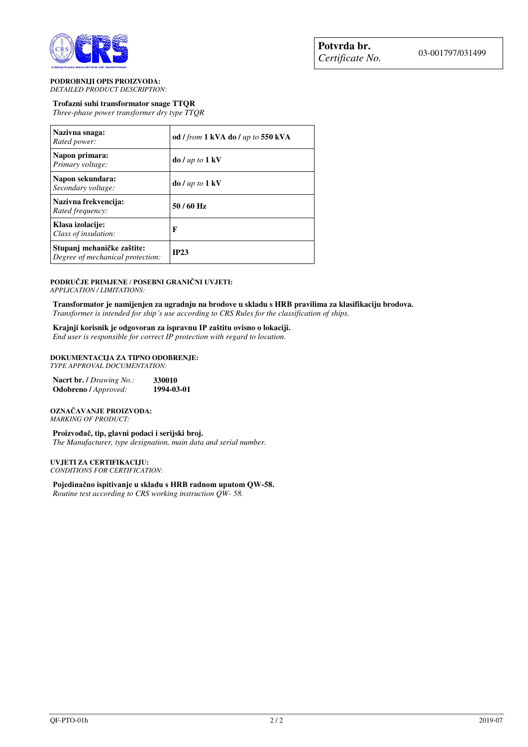| **Potvrda br.** *Certificate No.* | 03-001797/031499 |
|---|---|

**PODROBNIJI OPIS PROIZVODA:**
*DETAILED PRODUCT DESCRIPTION:*

**Trofazni suhi transformator snage TTQR**
*Three-phase power transformer dry type TTQR*

| | |
|---|---|
| **Nazivna snaga:** *Rated power:* | **od /** *from* **1 kVA do /** *up to* **550 kVA** |
| **Napon primara:** *Primary voltage:* | **do /** *up to* **1 kV** |
| **Napon sekundara:** *Secondary voltage:* | **do /** *up to* **1 kV** |
| **Nazivna frekvencija:** *Rated frequency:* | **50 / 60 Hz** |
| **Klasa izolacije:** *Class of insulation:* | **F** |
| **Stupanj mehaničke zaštite:** *Degree of mechanical protection:* | **IP23** |

**PODRUČJE PRIMJENE / POSEBNI GRANIČNI UVJETI:**
*APPLICATION / LIMITATIONS:*

**Transformator je namijenjen za ugradnju na brodove u skladu s HRB pravilima za klasifikaciju brodova.**
*Transformer is intended for ship's use according to CRS Rules for the classification of ships.*

**Krajnji korisnik je odgovoran za ispravnu IP zaštitu ovisno o lokaciji.**
*End user is responsible for correct IP protection with regard to location.*

**DOKUMENTACIJA ZA TIPNO ODOBRENJE:**
*TYPE APPROVAL DOCUMENTATION:*

**Nacrt br. /** *Drawing No.:* **330010**
**Odobreno /** *Approved:* **1994-03-01**

**OZNAČAVANJE PROIZVODA:**
*MARKING OF PRODUCT:*

**Proizvođač, tip, glavni podaci i serijski broj.**
*The Manufacturer, type designation, main data and serial number.*

**UVJETI ZA CERTIFIKACIJU:**
*CONDITIONS FOR CERTIFICATION:*

**Pojedinačno ispitivanje u skladu s HRB radnom uputom QW-58.**
*Routine test according to CRS working instruction QW- 58.*